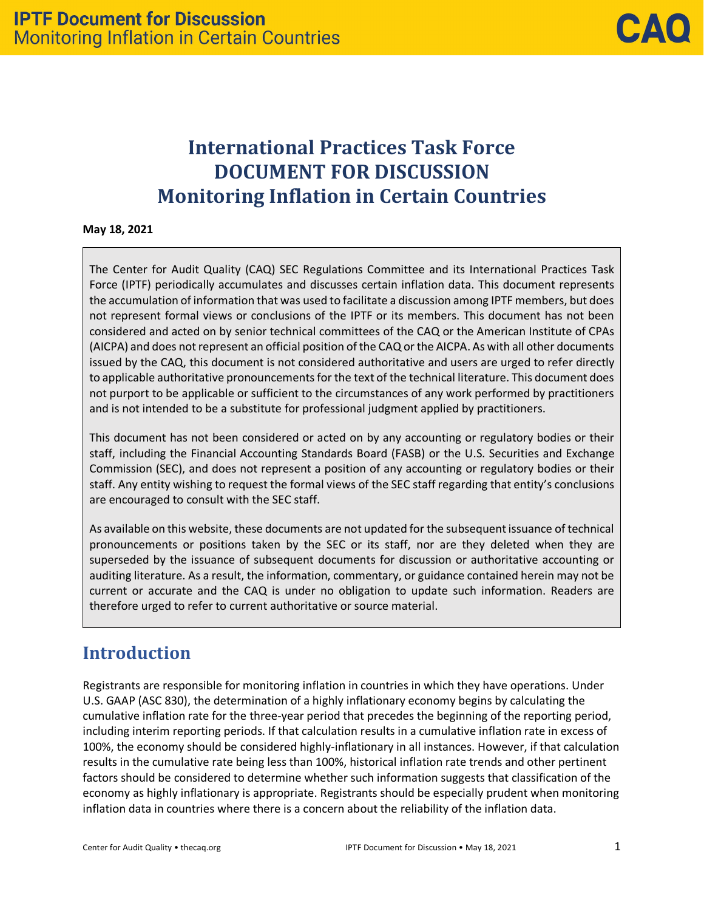# International Practices Task Force DOCUMENT FOR DISCUSSION Monitoring Inflation in Certain Countries

**May 18, 2021**

The Center for Audit Quality (CAQ) SEC Regulations Committee and its International Practices Task Force (IPTF) periodically accumulates and discusses certain inflation data. This document represents the accumulation of information that was used to facilitate a discussion among IPTF members, but does not represent formal views or conclusions of the IPTF or its members. This document has not been considered and acted on by senior technical committees of the CAQ or the American Institute of CPAs (AICPA) and does not represent an official position of the CAQ or the AICPA. As with all other documents issued by the CAQ, this document is not considered authoritative and users are urged to refer directly to applicable authoritative pronouncements for the text of the technical literature. This document does not purport to be applicable or sufficient to the circumstances of any work performed by practitioners and is not intended to be a substitute for professional judgment applied by practitioners.

This document has not been considered or acted on by any accounting or regulatory bodies or their staff, including the Financial Accounting Standards Board (FASB) or the U.S. Securities and Exchange Commission (SEC), and does not represent a position of any accounting or regulatory bodies or their staff. Any entity wishing to request the formal views of the SEC staff regarding that entity's conclusions are encouraged to consult with the SEC staff.

As available on this website, these documents are not updated for the subsequent issuance of technical pronouncements or positions taken by the SEC or its staff, nor are they deleted when they are superseded by the issuance of subsequent documents for discussion or authoritative accounting or auditing literature. As a result, the information, commentary, or guidance contained herein may not be current or accurate and the CAQ is under no obligation to update such information. Readers are therefore urged to refer to current authoritative or source material.

## Introduction

Registrants are responsible for monitoring inflation in countries in which they have operations. Under U.S. GAAP (ASC 830), the determination of a highly inflationary economy begins by calculating the cumulative inflation rate for the three-year period that precedes the beginning of the reporting period, including interim reporting periods. If that calculation results in a cumulative inflation rate in excess of 100%, the economy should be considered highly-inflationary in all instances. However, if that calculation results in the cumulative rate being less than 100%, historical inflation rate trends and other pertinent factors should be considered to determine whether such information suggests that classification of the economy as highly inflationary is appropriate. Registrants should be especially prudent when monitoring inflation data in countries where there is a concern about the reliability of the inflation data.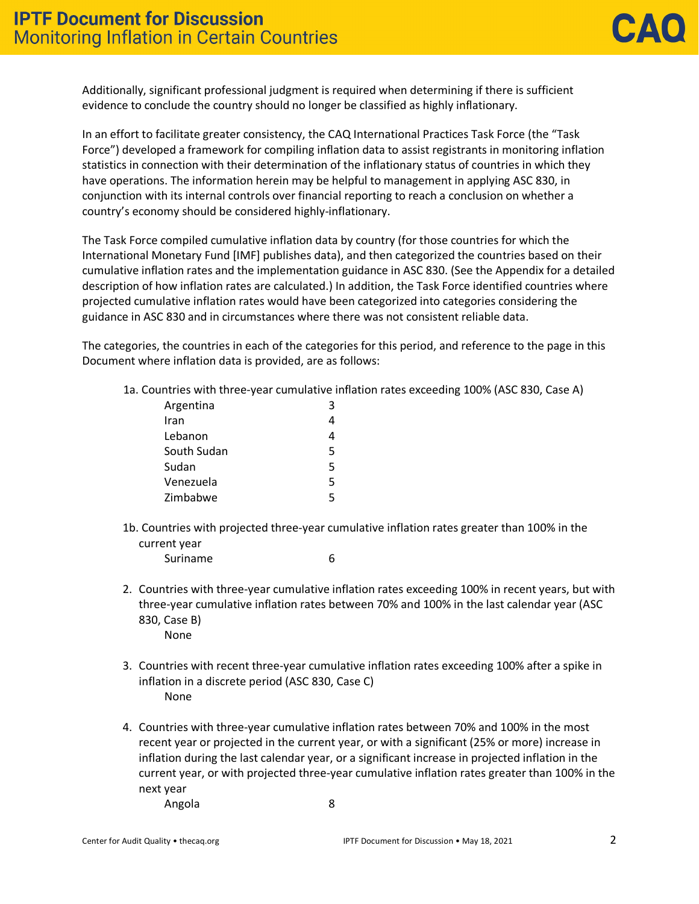Additionally, significant professional judgment is required when determining if there is sufficient evidence to conclude the country should no longer be classified as highly inflationary.

In an effort to facilitate greater consistency, the CAQ International Practices Task Force (the "Task Force") developed a framework for compiling inflation data to assist registrants in monitoring inflation statistics in connection with their determination of the inflationary status of countries in which they have operations. The information herein may be helpful to management in applying ASC 830, in conjunction with its internal controls over financial reporting to reach a conclusion on whether a country's economy should be considered highly-inflationary.

The Task Force compiled cumulative inflation data by country (for those countries for which the International Monetary Fund [IMF] publishes data), and then categorized the countries based on their cumulative inflation rates and the implementation guidance in ASC 830. (See the Appendix for a detailed description of how inflation rates are calculated.) In addition, the Task Force identified countries where projected cumulative inflation rates would have been categorized into categories considering the guidance in ASC 830 and in circumstances where there was not consistent reliable data.

The categories, the countries in each of the categories for this period, and reference to the page in this Document where inflation data is provided, are as follows:

1a. Countries with three-year cumulative inflation rates exceeding 100% (ASC 830, Case A)

| | |
|---|---|
| Argentina | 3 |
| Iran | 4 |
| Lebanon | 4 |
| South Sudan | 5 |
| Sudan | 5 |
| Venezuela | 5 |
| Zimbabwe | 5 |

1b. Countries with projected three-year cumulative inflation rates greater than 100% in the current year

| | |
|---|---|
| Suriname | 6 |

2. Countries with three-year cumulative inflation rates exceeding 100% in recent years, but with three-year cumulative inflation rates between 70% and 100% in the last calendar year (ASC 830, Case B)

   None

3. Countries with recent three-year cumulative inflation rates exceeding 100% after a spike in inflation in a discrete period (ASC 830, Case C)

   None

4. Countries with three-year cumulative inflation rates between 70% and 100% in the most recent year or projected in the current year, or with a significant (25% or more) increase in inflation during the last calendar year, or a significant increase in projected inflation in the current year, or with projected three-year cumulative inflation rates greater than 100% in the next year

| | |
|---|---|
| Angola | 8 |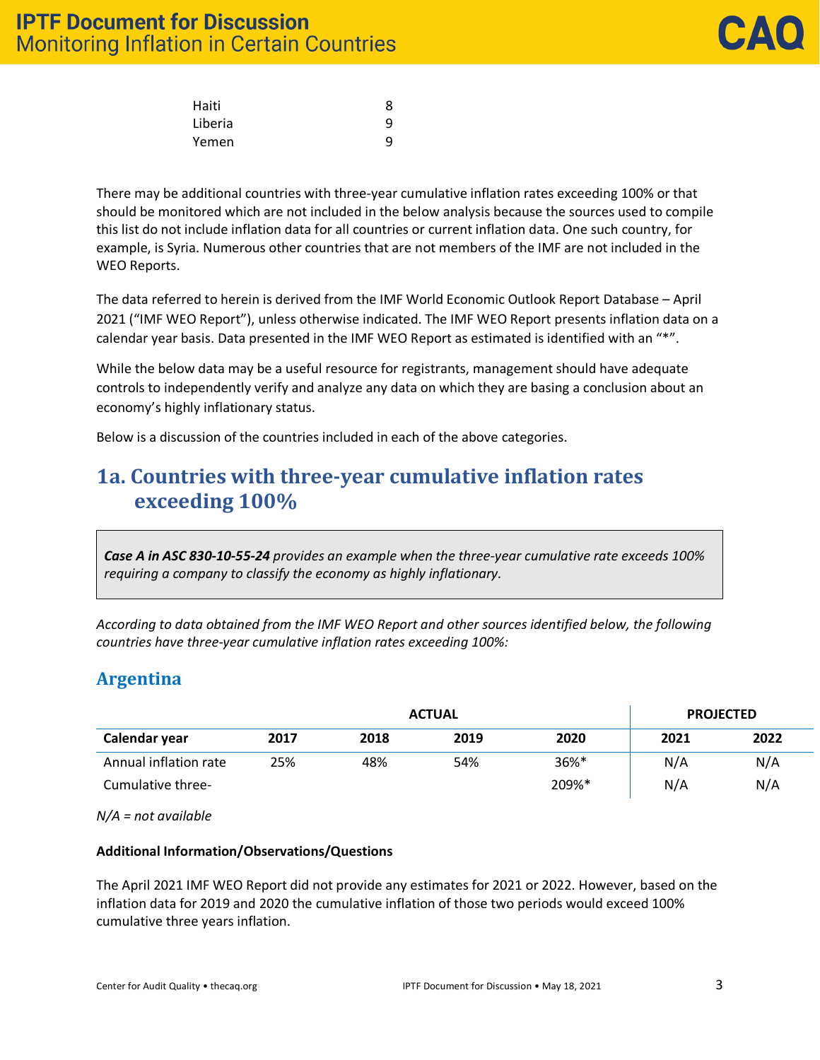| | |
|---|---|
| Haiti | 8 |
| Liberia | 9 |
| Yemen | 9 |

There may be additional countries with three-year cumulative inflation rates exceeding 100% or that should be monitored which are not included in the below analysis because the sources used to compile this list do not include inflation data for all countries or current inflation data. One such country, for example, is Syria. Numerous other countries that are not members of the IMF are not included in the WEO Reports.

The data referred to herein is derived from the IMF World Economic Outlook Report Database – April 2021 ("IMF WEO Report"), unless otherwise indicated. The IMF WEO Report presents inflation data on a calendar year basis. Data presented in the IMF WEO Report as estimated is identified with an "*".

While the below data may be a useful resource for registrants, management should have adequate controls to independently verify and analyze any data on which they are basing a conclusion about an economy's highly inflationary status.

Below is a discussion of the countries included in each of the above categories.

## 1a. Countries with three-year cumulative inflation rates exceeding 100%

> ***Case A in ASC 830-10-55-24*** *provides an example when the three-year cumulative rate exceeds 100% requiring a company to classify the economy as highly inflationary.*

*According to data obtained from the IMF WEO Report and other sources identified below, the following countries have three-year cumulative inflation rates exceeding 100%:*

### Argentina

| | ACTUAL | | | | PROJECTED | |
|---|---|---|---|---|---|---|
| **Calendar year** | **2017** | **2018** | **2019** | **2020** | **2021** | **2022** |
| Annual inflation rate | 25% | 48% | 54% | 36%* | N/A | N/A |
| Cumulative three- | | | | 209%* | N/A | N/A |

*N/A = not available*

**Additional Information/Observations/Questions**

The April 2021 IMF WEO Report did not provide any estimates for 2021 or 2022. However, based on the inflation data for 2019 and 2020 the cumulative inflation of those two periods would exceed 100% cumulative three years inflation.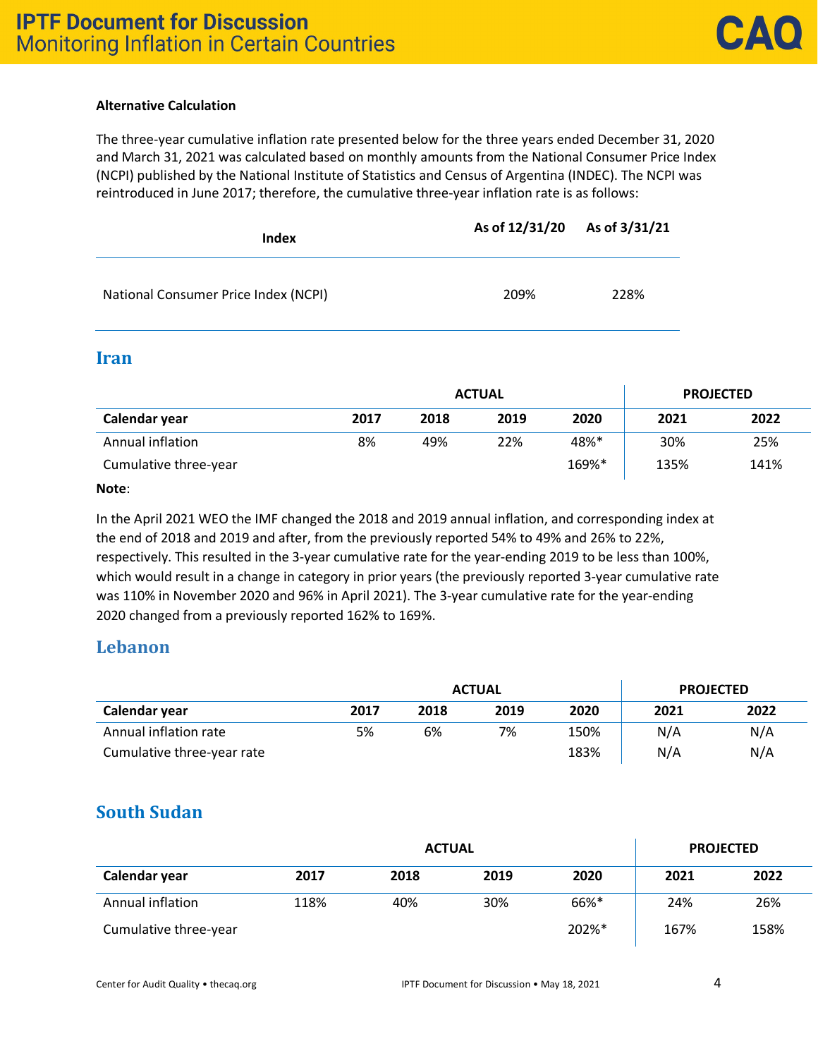**Alternative Calculation**

The three-year cumulative inflation rate presented below for the three years ended December 31, 2020 and March 31, 2021 was calculated based on monthly amounts from the National Consumer Price Index (NCPI) published by the National Institute of Statistics and Census of Argentina (INDEC). The NCPI was reintroduced in June 2017; therefore, the cumulative three-year inflation rate is as follows:

| Index | As of 12/31/20 | As of 3/31/21 |
|---|---|---|
| National Consumer Price Index (NCPI) | 209% | 228% |

## Iran

| | ACTUAL | | | | PROJECTED | |
|---|---|---|---|---|---|---|
| **Calendar year** | **2017** | **2018** | **2019** | **2020** | **2021** | **2022** |
| Annual inflation | 8% | 49% | 22% | 48%* | 30% | 25% |
| Cumulative three-year | | | | 169%* | 135% | 141% |

**Note**:

In the April 2021 WEO the IMF changed the 2018 and 2019 annual inflation, and corresponding index at the end of 2018 and 2019 and after, from the previously reported 54% to 49% and 26% to 22%, respectively. This resulted in the 3-year cumulative rate for the year-ending 2019 to be less than 100%, which would result in a change in category in prior years (the previously reported 3-year cumulative rate was 110% in November 2020 and 96% in April 2021). The 3-year cumulative rate for the year-ending 2020 changed from a previously reported 162% to 169%.

## Lebanon

| | ACTUAL | | | | PROJECTED | |
|---|---|---|---|---|---|---|
| **Calendar year** | **2017** | **2018** | **2019** | **2020** | **2021** | **2022** |
| Annual inflation rate | 5% | 6% | 7% | 150% | N/A | N/A |
| Cumulative three-year rate | | | | 183% | N/A | N/A |

## South Sudan

| | ACTUAL | | | | PROJECTED | |
|---|---|---|---|---|---|---|
| **Calendar year** | **2017** | **2018** | **2019** | **2020** | **2021** | **2022** |
| Annual inflation | 118% | 40% | 30% | 66%* | 24% | 26% |
| Cumulative three-year | | | | 202%* | 167% | 158% |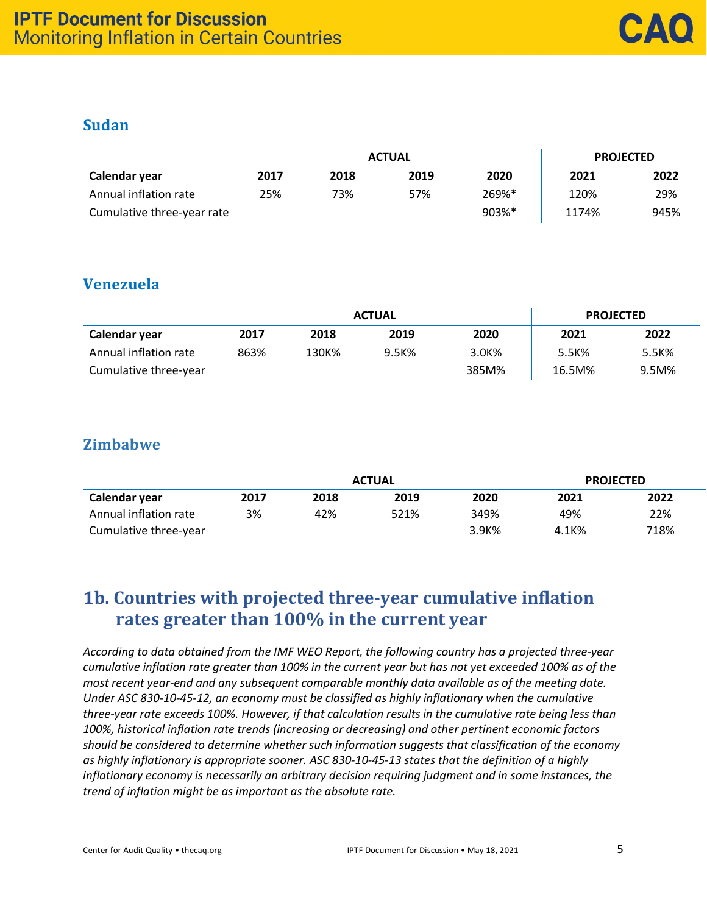## Sudan

| | ACTUAL | | | | PROJECTED | |
|---|---|---|---|---|---|---|
| **Calendar year** | **2017** | **2018** | **2019** | **2020** | **2021** | **2022** |
| Annual inflation rate | 25% | 73% | 57% | 269%* | 120% | 29% |
| Cumulative three-year rate | | | | 903%* | 1174% | 945% |

## Venezuela

| | ACTUAL | | | | PROJECTED | |
|---|---|---|---|---|---|---|
| **Calendar year** | **2017** | **2018** | **2019** | **2020** | **2021** | **2022** |
| Annual inflation rate | 863% | 130K% | 9.5K% | 3.0K% | 5.5K% | 5.5K% |
| Cumulative three-year | | | | 385M% | 16.5M% | 9.5M% |

## Zimbabwe

| | ACTUAL | | | | PROJECTED | |
|---|---|---|---|---|---|---|
| **Calendar year** | **2017** | **2018** | **2019** | **2020** | **2021** | **2022** |
| Annual inflation rate | 3% | 42% | 521% | 349% | 49% | 22% |
| Cumulative three-year | | | | 3.9K% | 4.1K% | 718% |

# 1b. Countries with projected three-year cumulative inflation rates greater than 100% in the current year

*According to data obtained from the IMF WEO Report, the following country has a projected three-year cumulative inflation rate greater than 100% in the current year but has not yet exceeded 100% as of the most recent year-end and any subsequent comparable monthly data available as of the meeting date. Under ASC 830-10-45-12, an economy must be classified as highly inflationary when the cumulative three-year rate exceeds 100%. However, if that calculation results in the cumulative rate being less than 100%, historical inflation rate trends (increasing or decreasing) and other pertinent economic factors should be considered to determine whether such information suggests that classification of the economy as highly inflationary is appropriate sooner. ASC 830-10-45-13 states that the definition of a highly inflationary economy is necessarily an arbitrary decision requiring judgment and in some instances, the trend of inflation might be as important as the absolute rate.*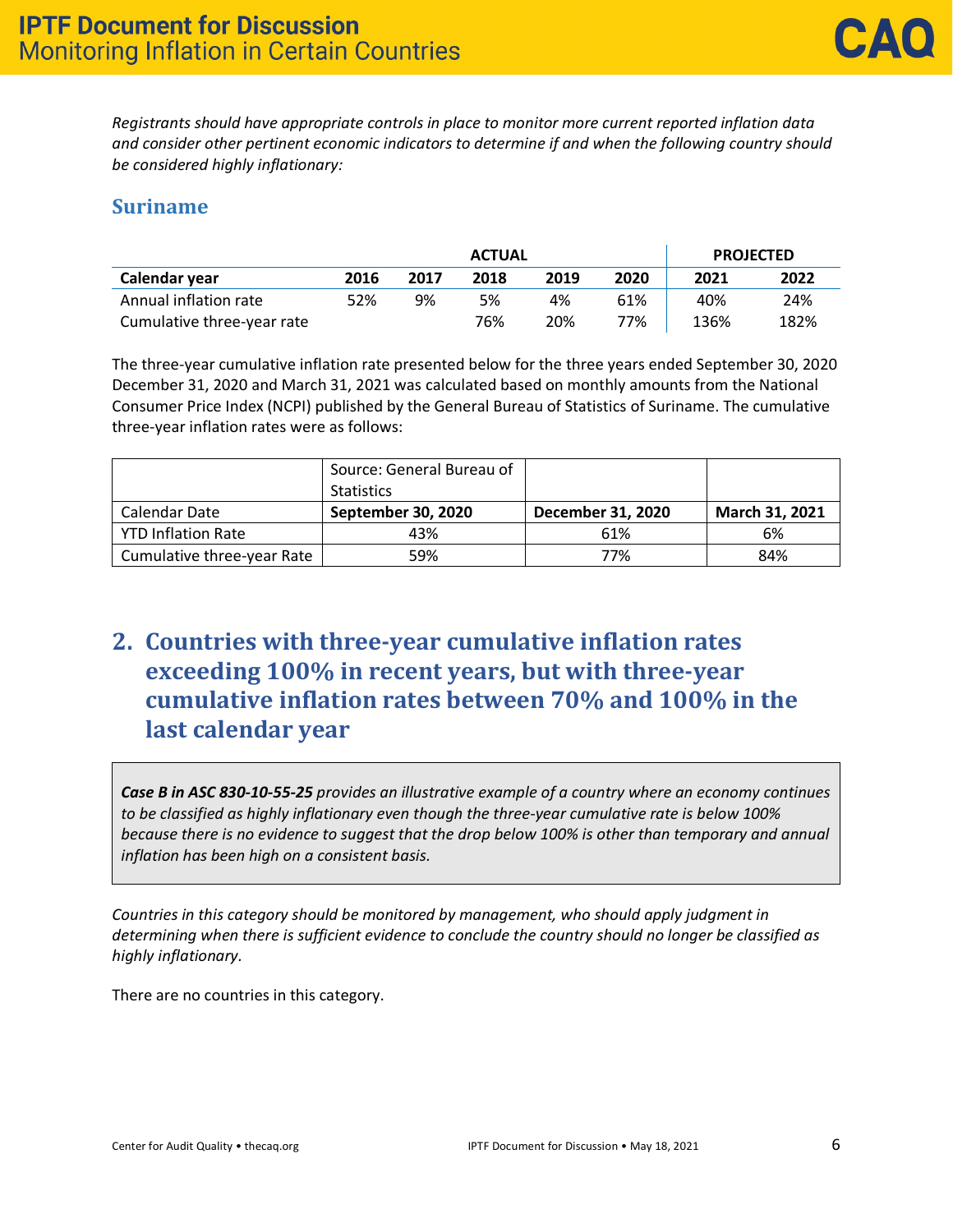*Registrants should have appropriate controls in place to monitor more current reported inflation data and consider other pertinent economic indicators to determine if and when the following country should be considered highly inflationary:*

### Suriname

| | ACTUAL | | | | | PROJECTED | |
|---|---|---|---|---|---|---|---|
| **Calendar year** | **2016** | **2017** | **2018** | **2019** | **2020** | **2021** | **2022** |
| Annual inflation rate | 52% | 9% | 5% | 4% | 61% | 40% | 24% |
| Cumulative three-year rate | | | 76% | 20% | 77% | 136% | 182% |

The three-year cumulative inflation rate presented below for the three years ended September 30, 2020 December 31, 2020 and March 31, 2021 was calculated based on monthly amounts from the National Consumer Price Index (NCPI) published by the General Bureau of Statistics of Suriname. The cumulative three-year inflation rates were as follows:

| | Source: General Bureau of Statistics | | |
|---|---|---|---|
| Calendar Date | **September 30, 2020** | **December 31, 2020** | **March 31, 2021** |
| YTD Inflation Rate | 43% | 61% | 6% |
| Cumulative three-year Rate | 59% | 77% | 84% |

## 2. Countries with three-year cumulative inflation rates exceeding 100% in recent years, but with three-year cumulative inflation rates between 70% and 100% in the last calendar year

***Case B in ASC 830-10-55-25*** *provides an illustrative example of a country where an economy continues to be classified as highly inflationary even though the three-year cumulative rate is below 100% because there is no evidence to suggest that the drop below 100% is other than temporary and annual inflation has been high on a consistent basis.*

*Countries in this category should be monitored by management, who should apply judgment in determining when there is sufficient evidence to conclude the country should no longer be classified as highly inflationary.*

There are no countries in this category.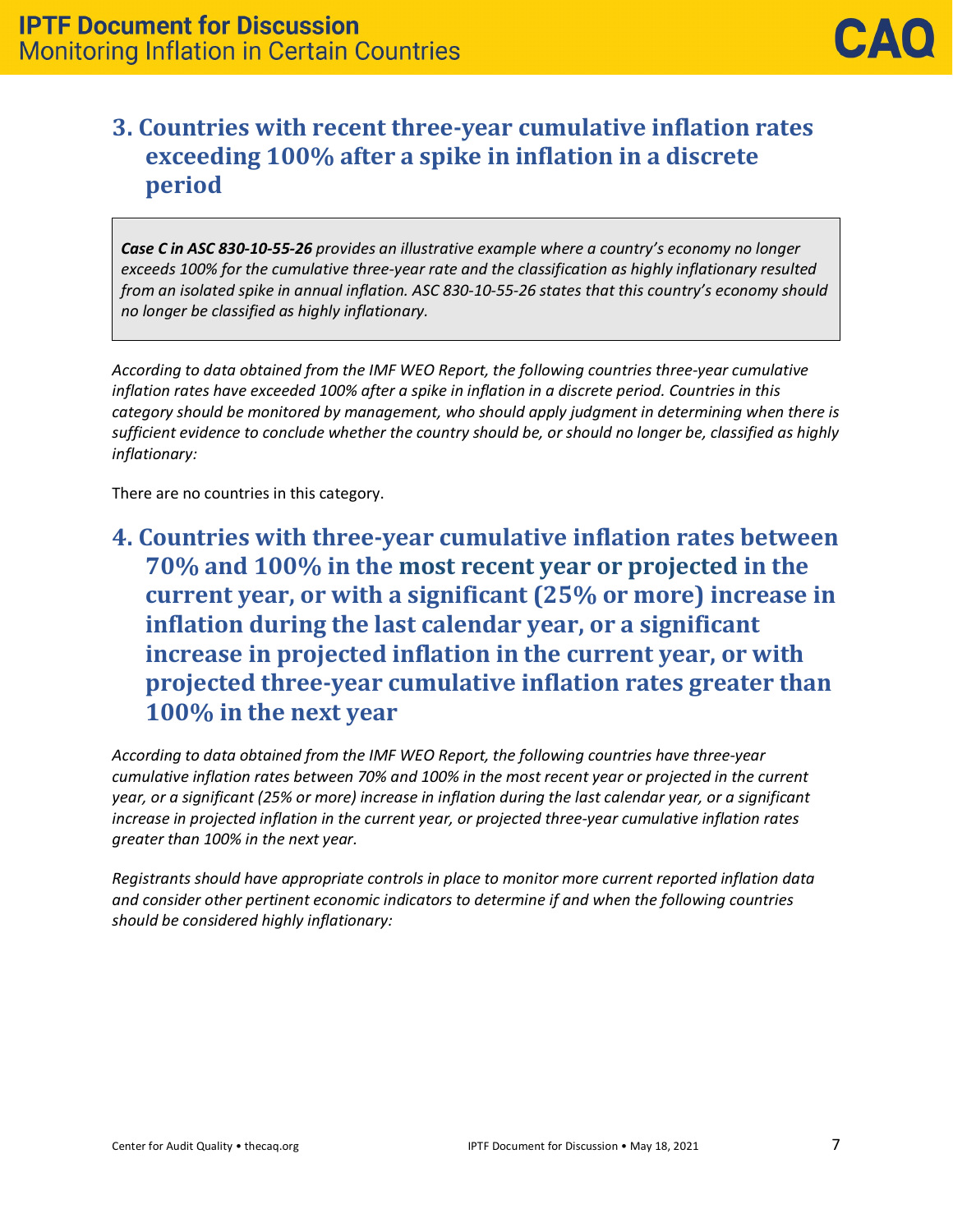## 3. Countries with recent three-year cumulative inflation rates exceeding 100% after a spike in inflation in a discrete period

***Case C in ASC 830-10-55-26*** *provides an illustrative example where a country's economy no longer exceeds 100% for the cumulative three-year rate and the classification as highly inflationary resulted from an isolated spike in annual inflation. ASC 830-10-55-26 states that this country's economy should no longer be classified as highly inflationary.*

*According to data obtained from the IMF WEO Report, the following countries three-year cumulative inflation rates have exceeded 100% after a spike in inflation in a discrete period. Countries in this category should be monitored by management, who should apply judgment in determining when there is sufficient evidence to conclude whether the country should be, or should no longer be, classified as highly inflationary:*

There are no countries in this category.

## 4. Countries with three-year cumulative inflation rates between 70% and 100% in the most recent year or projected in the current year, or with a significant (25% or more) increase in inflation during the last calendar year, or a significant increase in projected inflation in the current year, or with projected three-year cumulative inflation rates greater than 100% in the next year

*According to data obtained from the IMF WEO Report, the following countries have three-year cumulative inflation rates between 70% and 100% in the most recent year or projected in the current year, or a significant (25% or more) increase in inflation during the last calendar year, or a significant increase in projected inflation in the current year, or projected three-year cumulative inflation rates greater than 100% in the next year.*

*Registrants should have appropriate controls in place to monitor more current reported inflation data and consider other pertinent economic indicators to determine if and when the following countries should be considered highly inflationary:*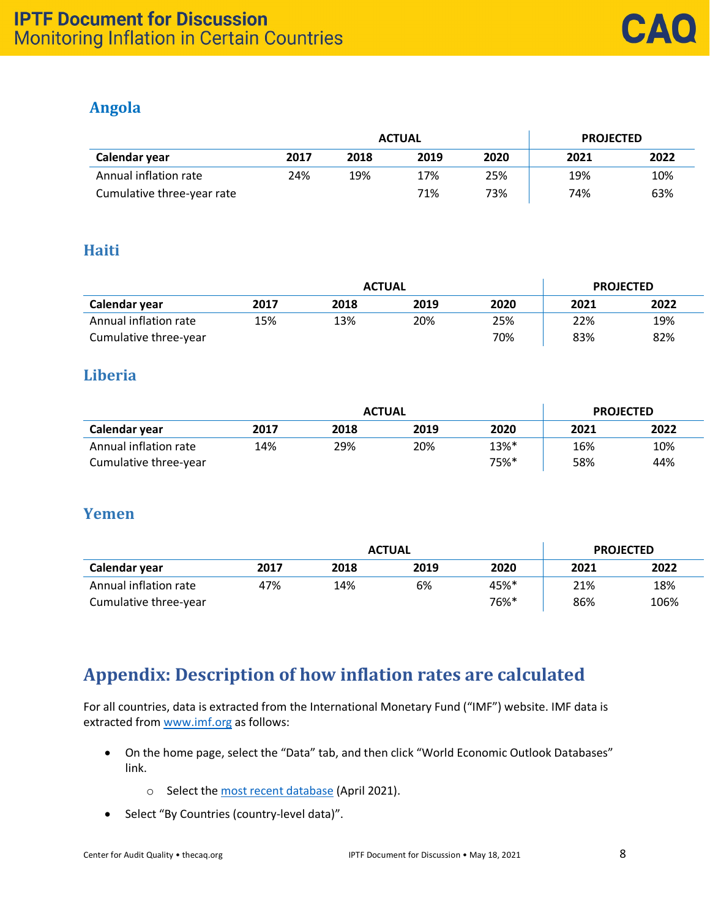## Angola

| | ACTUAL | | | | PROJECTED | |
|---|---|---|---|---|---|---|
| **Calendar year** | **2017** | **2018** | **2019** | **2020** | **2021** | **2022** |
| Annual inflation rate | 24% | 19% | 17% | 25% | 19% | 10% |
| Cumulative three-year rate | | | 71% | 73% | 74% | 63% |

## Haiti

| | ACTUAL | | | | PROJECTED | |
|---|---|---|---|---|---|---|
| **Calendar year** | **2017** | **2018** | **2019** | **2020** | **2021** | **2022** |
| Annual inflation rate | 15% | 13% | 20% | 25% | 22% | 19% |
| Cumulative three-year | | | | 70% | 83% | 82% |

## Liberia

| | ACTUAL | | | | PROJECTED | |
|---|---|---|---|---|---|---|
| **Calendar year** | **2017** | **2018** | **2019** | **2020** | **2021** | **2022** |
| Annual inflation rate | 14% | 29% | 20% | 13%* | 16% | 10% |
| Cumulative three-year | | | | 75%* | 58% | 44% |

## Yemen

| | ACTUAL | | | | PROJECTED | |
|---|---|---|---|---|---|---|
| **Calendar year** | **2017** | **2018** | **2019** | **2020** | **2021** | **2022** |
| Annual inflation rate | 47% | 14% | 6% | 45%* | 21% | 18% |
| Cumulative three-year | | | | 76%* | 86% | 106% |

# Appendix: Description of how inflation rates are calculated

For all countries, data is extracted from the International Monetary Fund ("IMF") website. IMF data is extracted from www.imf.org as follows:

- On the home page, select the "Data" tab, and then click "World Economic Outlook Databases" link.
  - Select the most recent database (April 2021).
- Select "By Countries (country-level data)".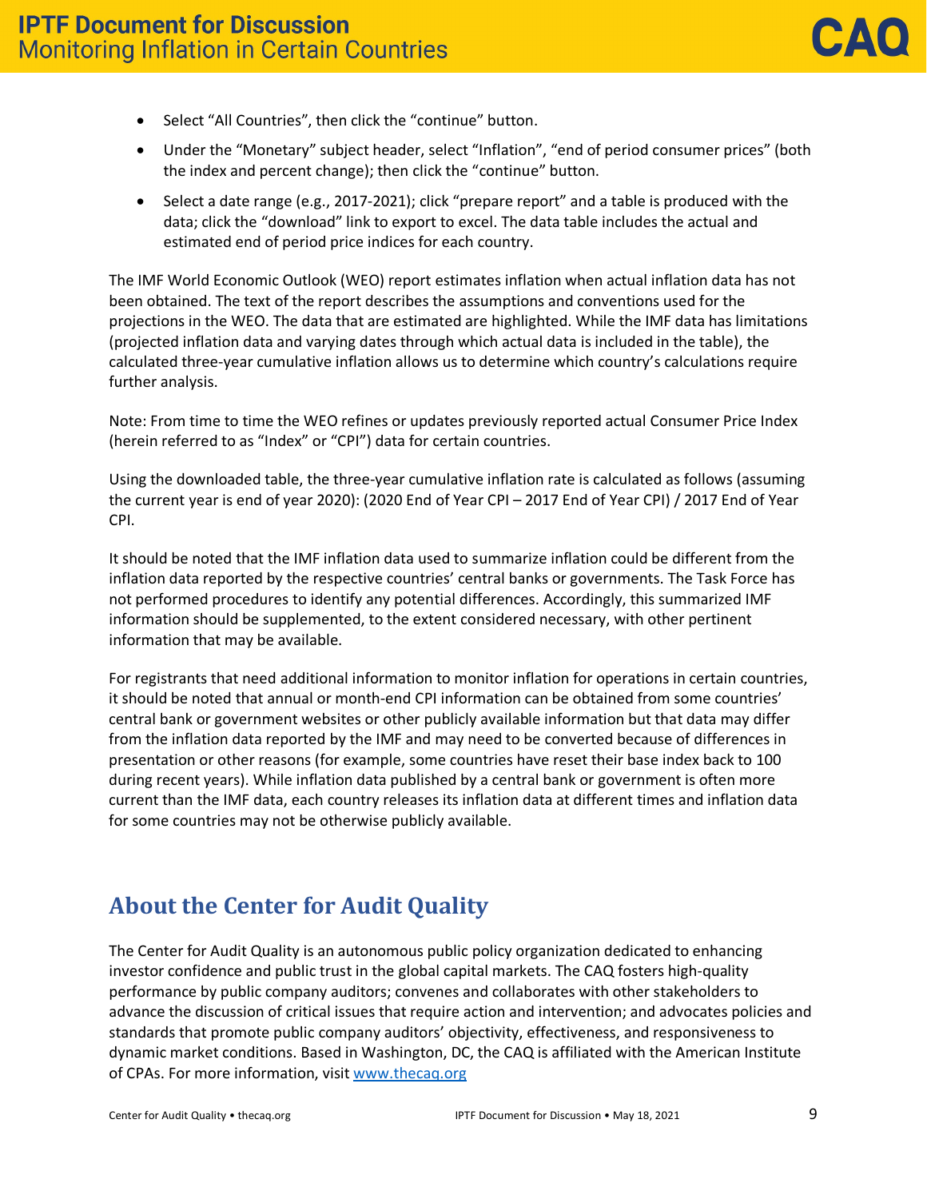- Select "All Countries", then click the "continue" button.
- Under the "Monetary" subject header, select "Inflation", "end of period consumer prices" (both the index and percent change); then click the "continue" button.
- Select a date range (e.g., 2017-2021); click "prepare report" and a table is produced with the data; click the "download" link to export to excel. The data table includes the actual and estimated end of period price indices for each country.

The IMF World Economic Outlook (WEO) report estimates inflation when actual inflation data has not been obtained. The text of the report describes the assumptions and conventions used for the projections in the WEO. The data that are estimated are highlighted. While the IMF data has limitations (projected inflation data and varying dates through which actual data is included in the table), the calculated three-year cumulative inflation allows us to determine which country's calculations require further analysis.

Note: From time to time the WEO refines or updates previously reported actual Consumer Price Index (herein referred to as "Index" or "CPI") data for certain countries.

Using the downloaded table, the three-year cumulative inflation rate is calculated as follows (assuming the current year is end of year 2020): (2020 End of Year CPI – 2017 End of Year CPI) / 2017 End of Year CPI.

It should be noted that the IMF inflation data used to summarize inflation could be different from the inflation data reported by the respective countries' central banks or governments. The Task Force has not performed procedures to identify any potential differences. Accordingly, this summarized IMF information should be supplemented, to the extent considered necessary, with other pertinent information that may be available.

For registrants that need additional information to monitor inflation for operations in certain countries, it should be noted that annual or month-end CPI information can be obtained from some countries' central bank or government websites or other publicly available information but that data may differ from the inflation data reported by the IMF and may need to be converted because of differences in presentation or other reasons (for example, some countries have reset their base index back to 100 during recent years). While inflation data published by a central bank or government is often more current than the IMF data, each country releases its inflation data at different times and inflation data for some countries may not be otherwise publicly available.

## About the Center for Audit Quality

The Center for Audit Quality is an autonomous public policy organization dedicated to enhancing investor confidence and public trust in the global capital markets. The CAQ fosters high-quality performance by public company auditors; convenes and collaborates with other stakeholders to advance the discussion of critical issues that require action and intervention; and advocates policies and standards that promote public company auditors' objectivity, effectiveness, and responsiveness to dynamic market conditions. Based in Washington, DC, the CAQ is affiliated with the American Institute of CPAs. For more information, visit www.thecaq.org